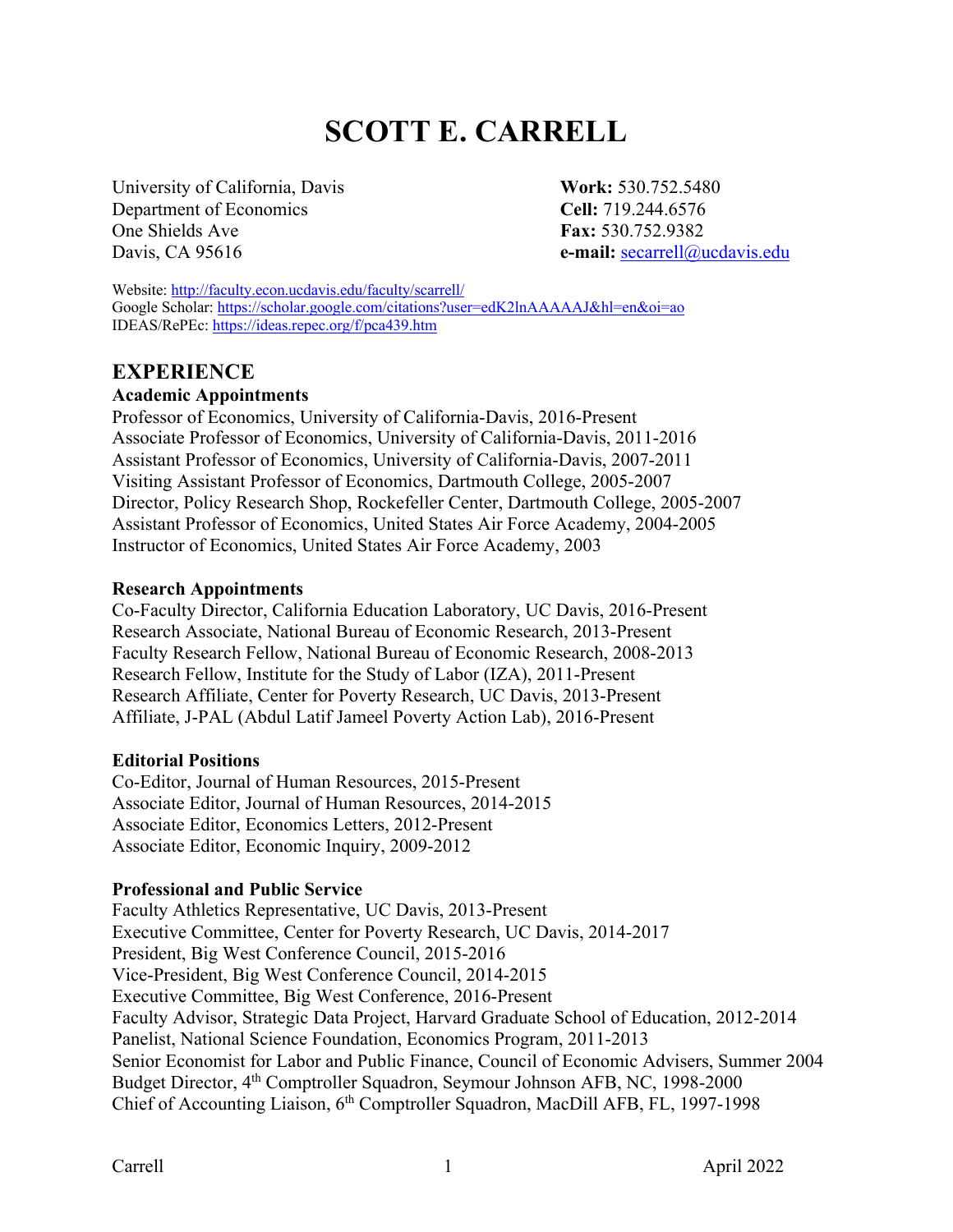# SCOTT E. CARRELL

University of California, Davis
Department of Economics
One Shields Ave
Davis, CA 95616

**Work:** 530.752.5480
**Cell:** 719.244.6576
**Fax:** 530.752.9382
**e-mail:** secarrell@ucdavis.edu

Website: http://faculty.econ.ucdavis.edu/faculty/scarrell/
Google Scholar: https://scholar.google.com/citations?user=edK2lnAAAAAJ&hl=en&oi=ao
IDEAS/RePEc: https://ideas.repec.org/f/pca439.htm

## EXPERIENCE

### Academic Appointments

Professor of Economics, University of California-Davis, 2016-Present
Associate Professor of Economics, University of California-Davis, 2011-2016
Assistant Professor of Economics, University of California-Davis, 2007-2011
Visiting Assistant Professor of Economics, Dartmouth College, 2005-2007
Director, Policy Research Shop, Rockefeller Center, Dartmouth College, 2005-2007
Assistant Professor of Economics, United States Air Force Academy, 2004-2005
Instructor of Economics, United States Air Force Academy, 2003

### Research Appointments

Co-Faculty Director, California Education Laboratory, UC Davis, 2016-Present
Research Associate, National Bureau of Economic Research, 2013-Present
Faculty Research Fellow, National Bureau of Economic Research, 2008-2013
Research Fellow, Institute for the Study of Labor (IZA), 2011-Present
Research Affiliate, Center for Poverty Research, UC Davis, 2013-Present
Affiliate, J-PAL (Abdul Latif Jameel Poverty Action Lab), 2016-Present

### Editorial Positions

Co-Editor, Journal of Human Resources, 2015-Present
Associate Editor, Journal of Human Resources, 2014-2015
Associate Editor, Economics Letters, 2012-Present
Associate Editor, Economic Inquiry, 2009-2012

### Professional and Public Service

Faculty Athletics Representative, UC Davis, 2013-Present
Executive Committee, Center for Poverty Research, UC Davis, 2014-2017
President, Big West Conference Council, 2015-2016
Vice-President, Big West Conference Council, 2014-2015
Executive Committee, Big West Conference, 2016-Present
Faculty Advisor, Strategic Data Project, Harvard Graduate School of Education, 2012-2014
Panelist, National Science Foundation, Economics Program, 2011-2013
Senior Economist for Labor and Public Finance, Council of Economic Advisers, Summer 2004
Budget Director, 4th Comptroller Squadron, Seymour Johnson AFB, NC, 1998-2000
Chief of Accounting Liaison, 6th Comptroller Squadron, MacDill AFB, FL, 1997-1998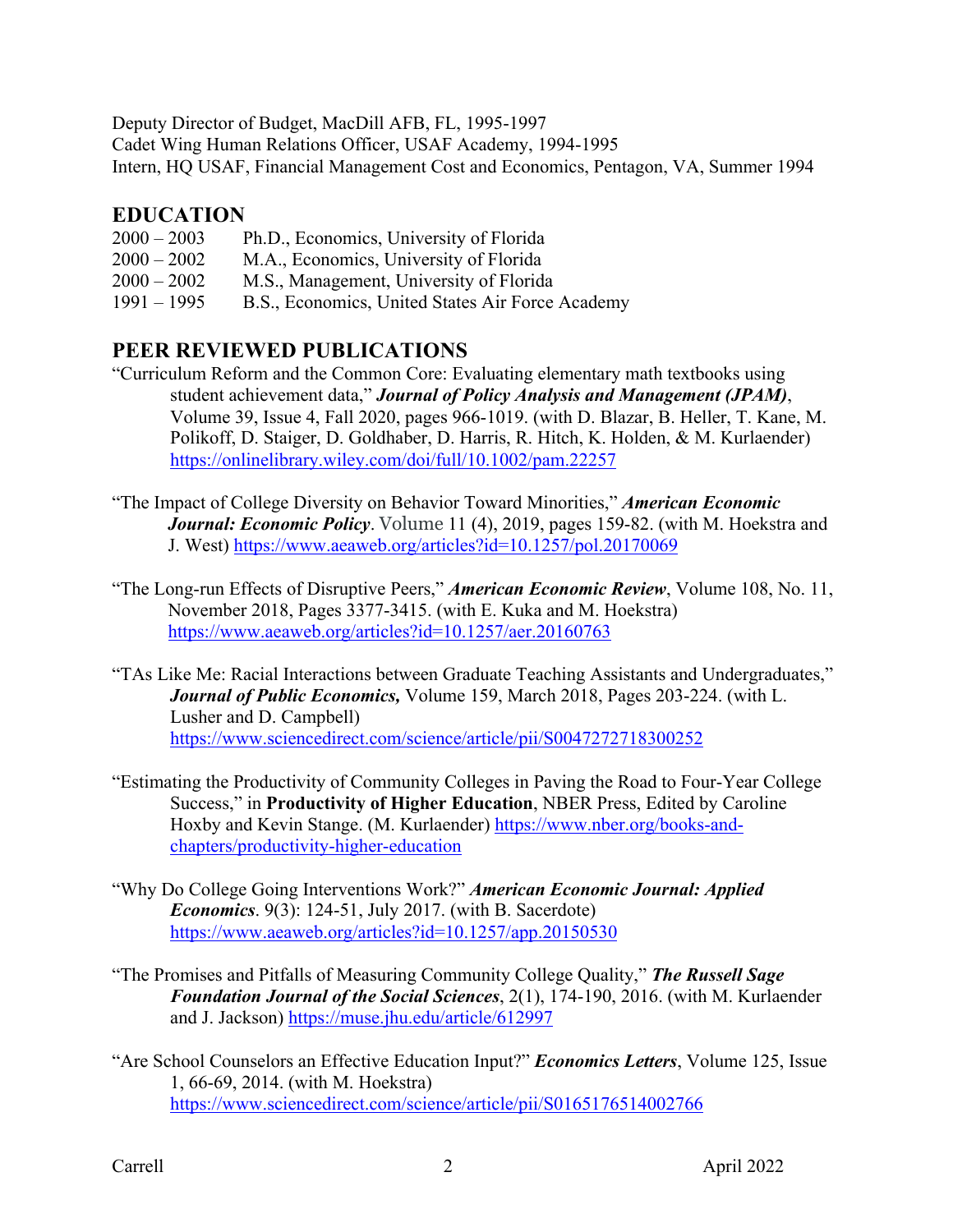Deputy Director of Budget, MacDill AFB, FL, 1995-1997
Cadet Wing Human Relations Officer, USAF Academy, 1994-1995
Intern, HQ USAF, Financial Management Cost and Economics, Pentagon, VA, Summer 1994

## EDUCATION

2000 – 2003 Ph.D., Economics, University of Florida
2000 – 2002 M.A., Economics, University of Florida
2000 – 2002 M.S., Management, University of Florida
1991 – 1995 B.S., Economics, United States Air Force Academy

## PEER REVIEWED PUBLICATIONS

"Curriculum Reform and the Common Core: Evaluating elementary math textbooks using student achievement data," ***Journal of Policy Analysis and Management (JPAM)***, Volume 39, Issue 4, Fall 2020, pages 966-1019. (with D. Blazar, B. Heller, T. Kane, M. Polikoff, D. Staiger, D. Goldhaber, D. Harris, R. Hitch, K. Holden, & M. Kurlaender) https://onlinelibrary.wiley.com/doi/full/10.1002/pam.22257

"The Impact of College Diversity on Behavior Toward Minorities," ***American Economic Journal: Economic Policy***. Volume 11 (4), 2019, pages 159-82. (with M. Hoekstra and J. West) https://www.aeaweb.org/articles?id=10.1257/pol.20170069

"The Long-run Effects of Disruptive Peers," ***American Economic Review***, Volume 108, No. 11, November 2018, Pages 3377-3415. (with E. Kuka and M. Hoekstra) https://www.aeaweb.org/articles?id=10.1257/aer.20160763

"TAs Like Me: Racial Interactions between Graduate Teaching Assistants and Undergraduates," ***Journal of Public Economics,*** Volume 159, March 2018, Pages 203-224. (with L. Lusher and D. Campbell) https://www.sciencedirect.com/science/article/pii/S0047272718300252

"Estimating the Productivity of Community Colleges in Paving the Road to Four-Year College Success," in **Productivity of Higher Education**, NBER Press, Edited by Caroline Hoxby and Kevin Stange. (M. Kurlaender) https://www.nber.org/books-and-chapters/productivity-higher-education

"Why Do College Going Interventions Work?" ***American Economic Journal: Applied Economics***. 9(3): 124-51, July 2017. (with B. Sacerdote) https://www.aeaweb.org/articles?id=10.1257/app.20150530

"The Promises and Pitfalls of Measuring Community College Quality," ***The Russell Sage Foundation Journal of the Social Sciences***, 2(1), 174-190, 2016. (with M. Kurlaender and J. Jackson) https://muse.jhu.edu/article/612997

"Are School Counselors an Effective Education Input?" ***Economics Letters***, Volume 125, Issue 1, 66-69, 2014. (with M. Hoekstra) https://www.sciencedirect.com/science/article/pii/S0165176514002766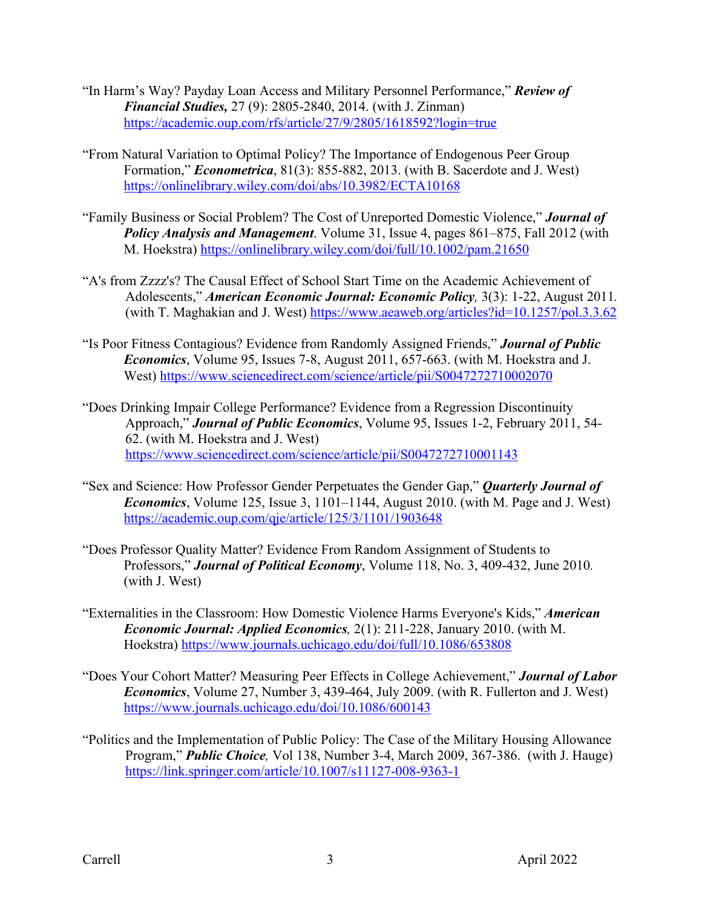"In Harm's Way? Payday Loan Access and Military Personnel Performance," ***Review of Financial Studies,*** 27 (9): 2805-2840, 2014. (with J. Zinman) https://academic.oup.com/rfs/article/27/9/2805/1618592?login=true

"From Natural Variation to Optimal Policy? The Importance of Endogenous Peer Group Formation," ***Econometrica***, 81(3): 855-882, 2013. (with B. Sacerdote and J. West) https://onlinelibrary.wiley.com/doi/abs/10.3982/ECTA10168

"Family Business or Social Problem? The Cost of Unreported Domestic Violence," ***Journal of Policy Analysis and Management***. Volume 31, Issue 4, pages 861–875, Fall 2012 (with M. Hoekstra) https://onlinelibrary.wiley.com/doi/full/10.1002/pam.21650

"A's from Zzzz's? The Causal Effect of School Start Time on the Academic Achievement of Adolescents," ***American Economic Journal: Economic Policy,*** 3(3): 1-22, August 2011. (with T. Maghakian and J. West) https://www.aeaweb.org/articles?id=10.1257/pol.3.3.62

"Is Poor Fitness Contagious? Evidence from Randomly Assigned Friends," ***Journal of Public Economics***, Volume 95, Issues 7-8, August 2011, 657-663. (with M. Hoekstra and J. West) https://www.sciencedirect.com/science/article/pii/S0047272710002070

"Does Drinking Impair College Performance? Evidence from a Regression Discontinuity Approach," ***Journal of Public Economics***, Volume 95, Issues 1-2, February 2011, 54-62. (with M. Hoekstra and J. West) https://www.sciencedirect.com/science/article/pii/S0047272710001143

"Sex and Science: How Professor Gender Perpetuates the Gender Gap," ***Quarterly Journal of Economics***, Volume 125, Issue 3, 1101–1144, August 2010. (with M. Page and J. West) https://academic.oup.com/qje/article/125/3/1101/1903648

"Does Professor Quality Matter? Evidence From Random Assignment of Students to Professors," ***Journal of Political Economy***, Volume 118, No. 3, 409-432, June 2010. (with J. West)

"Externalities in the Classroom: How Domestic Violence Harms Everyone's Kids," ***American Economic Journal: Applied Economics,*** 2(1): 211-228, January 2010. (with M. Hoekstra) https://www.journals.uchicago.edu/doi/full/10.1086/653808

"Does Your Cohort Matter? Measuring Peer Effects in College Achievement," ***Journal of Labor Economics***, Volume 27, Number 3, 439-464, July 2009. (with R. Fullerton and J. West) https://www.journals.uchicago.edu/doi/10.1086/600143

"Politics and the Implementation of Public Policy: The Case of the Military Housing Allowance Program," ***Public Choice,*** Vol 138, Number 3-4, March 2009, 367-386. (with J. Hauge) https://link.springer.com/article/10.1007/s11127-008-9363-1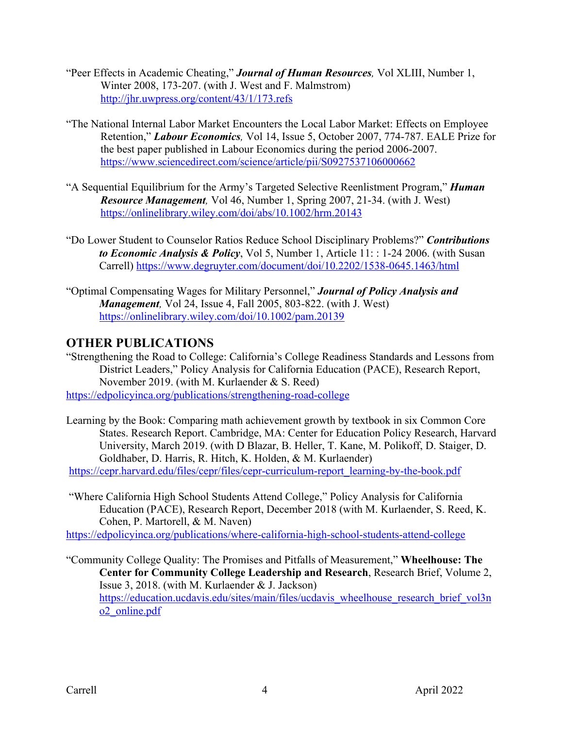"Peer Effects in Academic Cheating," ***Journal of Human Resources,*** Vol XLIII, Number 1, Winter 2008, 173-207. (with J. West and F. Malmstrom) http://jhr.uwpress.org/content/43/1/173.refs

"The National Internal Labor Market Encounters the Local Labor Market: Effects on Employee Retention," ***Labour Economics,*** Vol 14, Issue 5, October 2007, 774-787. EALE Prize for the best paper published in Labour Economics during the period 2006-2007. https://www.sciencedirect.com/science/article/pii/S0927537106000662

"A Sequential Equilibrium for the Army's Targeted Selective Reenlistment Program," ***Human Resource Management,*** Vol 46, Number 1, Spring 2007, 21-34. (with J. West) https://onlinelibrary.wiley.com/doi/abs/10.1002/hrm.20143

"Do Lower Student to Counselor Ratios Reduce School Disciplinary Problems?" ***Contributions to Economic Analysis & Policy***, Vol 5, Number 1, Article 11: : 1-24 2006. (with Susan Carrell) https://www.degruyter.com/document/doi/10.2202/1538-0645.1463/html

"Optimal Compensating Wages for Military Personnel," ***Journal of Policy Analysis and Management,*** Vol 24, Issue 4, Fall 2005, 803-822. (with J. West) https://onlinelibrary.wiley.com/doi/10.1002/pam.20139

## OTHER PUBLICATIONS

"Strengthening the Road to College: California's College Readiness Standards and Lessons from District Leaders," Policy Analysis for California Education (PACE), Research Report, November 2019. (with M. Kurlaender & S. Reed)
https://edpolicyinca.org/publications/strengthening-road-college

Learning by the Book: Comparing math achievement growth by textbook in six Common Core States. Research Report. Cambridge, MA: Center for Education Policy Research, Harvard University, March 2019. (with D Blazar, B. Heller, T. Kane, M. Polikoff, D. Staiger, D. Goldhaber, D. Harris, R. Hitch, K. Holden, & M. Kurlaender)
https://cepr.harvard.edu/files/cepr/files/cepr-curriculum-report_learning-by-the-book.pdf

"Where California High School Students Attend College," Policy Analysis for California Education (PACE), Research Report, December 2018 (with M. Kurlaender, S. Reed, K. Cohen, P. Martorell, & M. Naven)
https://edpolicyinca.org/publications/where-california-high-school-students-attend-college

"Community College Quality: The Promises and Pitfalls of Measurement," **Wheelhouse: The Center for Community College Leadership and Research**, Research Brief, Volume 2, Issue 3, 2018. (with M. Kurlaender & J. Jackson) https://education.ucdavis.edu/sites/main/files/ucdavis_wheelhouse_research_brief_vol3no2_online.pdf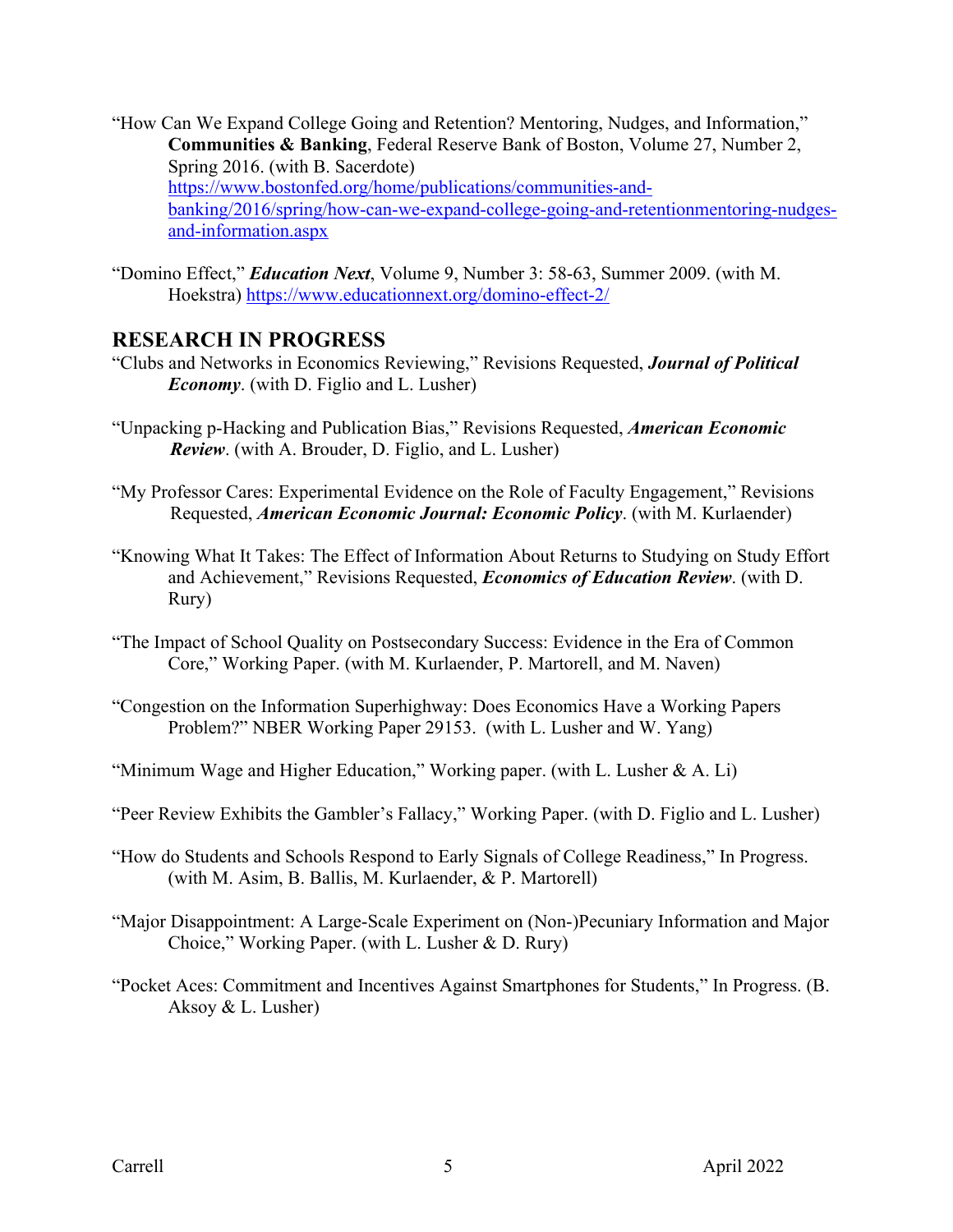"How Can We Expand College Going and Retention? Mentoring, Nudges, and Information," **Communities & Banking**, Federal Reserve Bank of Boston, Volume 27, Number 2, Spring 2016. (with B. Sacerdote) https://www.bostonfed.org/home/publications/communities-and-banking/2016/spring/how-can-we-expand-college-going-and-retentionmentoring-nudges-and-information.aspx

"Domino Effect," ***Education Next***, Volume 9, Number 3: 58-63, Summer 2009. (with M. Hoekstra) https://www.educationnext.org/domino-effect-2/

## RESEARCH IN PROGRESS

"Clubs and Networks in Economics Reviewing," Revisions Requested, ***Journal of Political Economy***. (with D. Figlio and L. Lusher)

"Unpacking p-Hacking and Publication Bias," Revisions Requested, ***American Economic Review***. (with A. Brouder, D. Figlio, and L. Lusher)

"My Professor Cares: Experimental Evidence on the Role of Faculty Engagement," Revisions Requested, ***American Economic Journal: Economic Policy***. (with M. Kurlaender)

"Knowing What It Takes: The Effect of Information About Returns to Studying on Study Effort and Achievement," Revisions Requested, ***Economics of Education Review***. (with D. Rury)

"The Impact of School Quality on Postsecondary Success: Evidence in the Era of Common Core," Working Paper. (with M. Kurlaender, P. Martorell, and M. Naven)

"Congestion on the Information Superhighway: Does Economics Have a Working Papers Problem?" NBER Working Paper 29153. (with L. Lusher and W. Yang)

"Minimum Wage and Higher Education," Working paper. (with L. Lusher & A. Li)

"Peer Review Exhibits the Gambler's Fallacy," Working Paper. (with D. Figlio and L. Lusher)

"How do Students and Schools Respond to Early Signals of College Readiness," In Progress. (with M. Asim, B. Ballis, M. Kurlaender, & P. Martorell)

"Major Disappointment: A Large-Scale Experiment on (Non-)Pecuniary Information and Major Choice," Working Paper. (with L. Lusher & D. Rury)

"Pocket Aces: Commitment and Incentives Against Smartphones for Students," In Progress. (B. Aksoy & L. Lusher)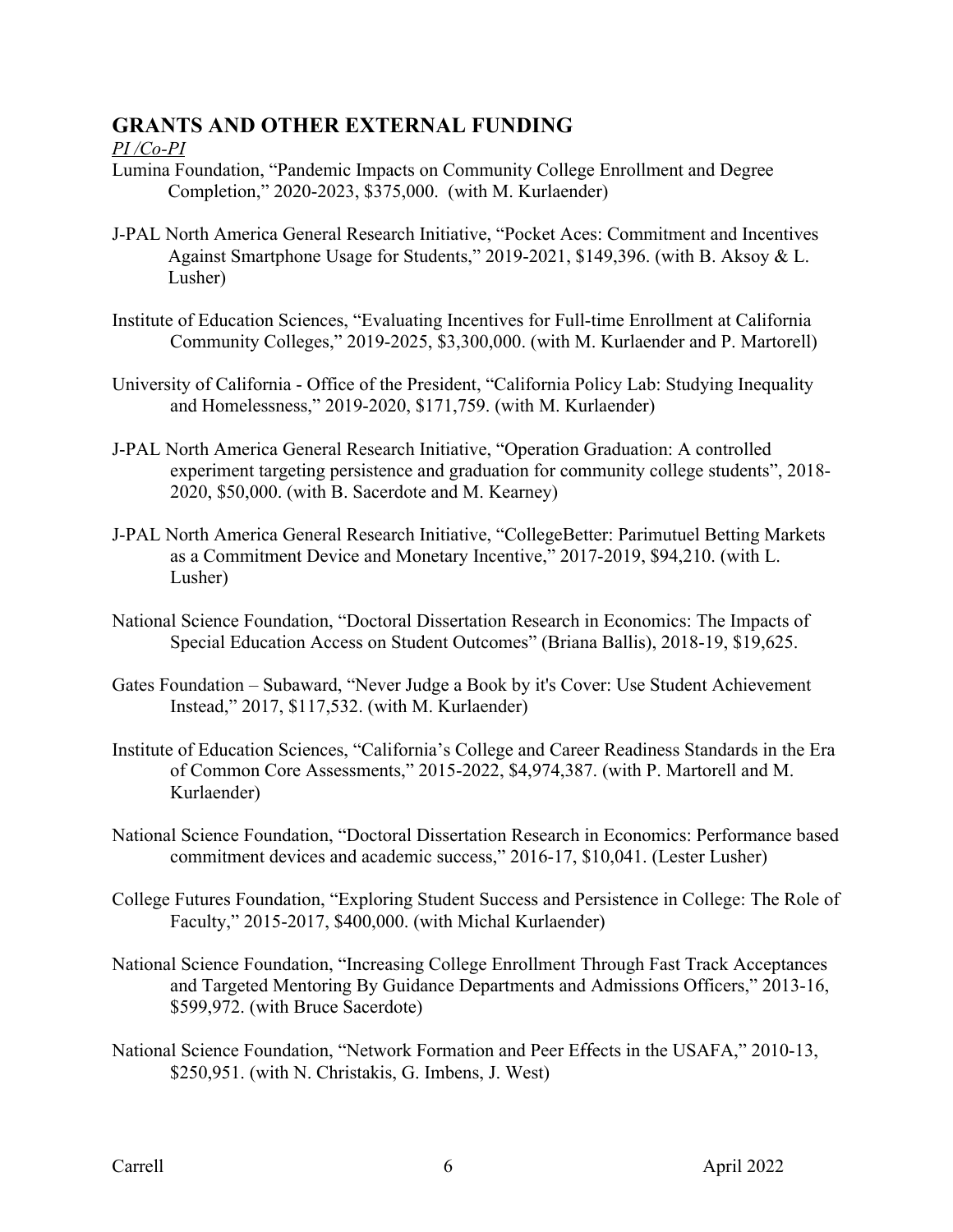## GRANTS AND OTHER EXTERNAL FUNDING

*PI /Co-PI*

Lumina Foundation, "Pandemic Impacts on Community College Enrollment and Degree Completion," 2020-2023, $375,000. (with M. Kurlaender)

J-PAL North America General Research Initiative, "Pocket Aces: Commitment and Incentives Against Smartphone Usage for Students," 2019-2021, $149,396. (with B. Aksoy & L. Lusher)

Institute of Education Sciences, "Evaluating Incentives for Full-time Enrollment at California Community Colleges," 2019-2025, $3,300,000. (with M. Kurlaender and P. Martorell)

University of California - Office of the President, "California Policy Lab: Studying Inequality and Homelessness," 2019-2020, $171,759. (with M. Kurlaender)

J-PAL North America General Research Initiative, "Operation Graduation: A controlled experiment targeting persistence and graduation for community college students", 2018-2020, $50,000. (with B. Sacerdote and M. Kearney)

J-PAL North America General Research Initiative, "CollegeBetter: Parimutuel Betting Markets as a Commitment Device and Monetary Incentive," 2017-2019, $94,210. (with L. Lusher)

National Science Foundation, "Doctoral Dissertation Research in Economics: The Impacts of Special Education Access on Student Outcomes" (Briana Ballis), 2018-19, $19,625.

Gates Foundation – Subaward, "Never Judge a Book by it's Cover: Use Student Achievement Instead," 2017, $117,532. (with M. Kurlaender)

Institute of Education Sciences, "California's College and Career Readiness Standards in the Era of Common Core Assessments," 2015-2022, $4,974,387. (with P. Martorell and M. Kurlaender)

National Science Foundation, "Doctoral Dissertation Research in Economics: Performance based commitment devices and academic success," 2016-17, $10,041. (Lester Lusher)

College Futures Foundation, "Exploring Student Success and Persistence in College: The Role of Faculty," 2015-2017, $400,000. (with Michal Kurlaender)

National Science Foundation, "Increasing College Enrollment Through Fast Track Acceptances and Targeted Mentoring By Guidance Departments and Admissions Officers," 2013-16, $599,972. (with Bruce Sacerdote)

National Science Foundation, "Network Formation and Peer Effects in the USAFA," 2010-13, $250,951. (with N. Christakis, G. Imbens, J. West)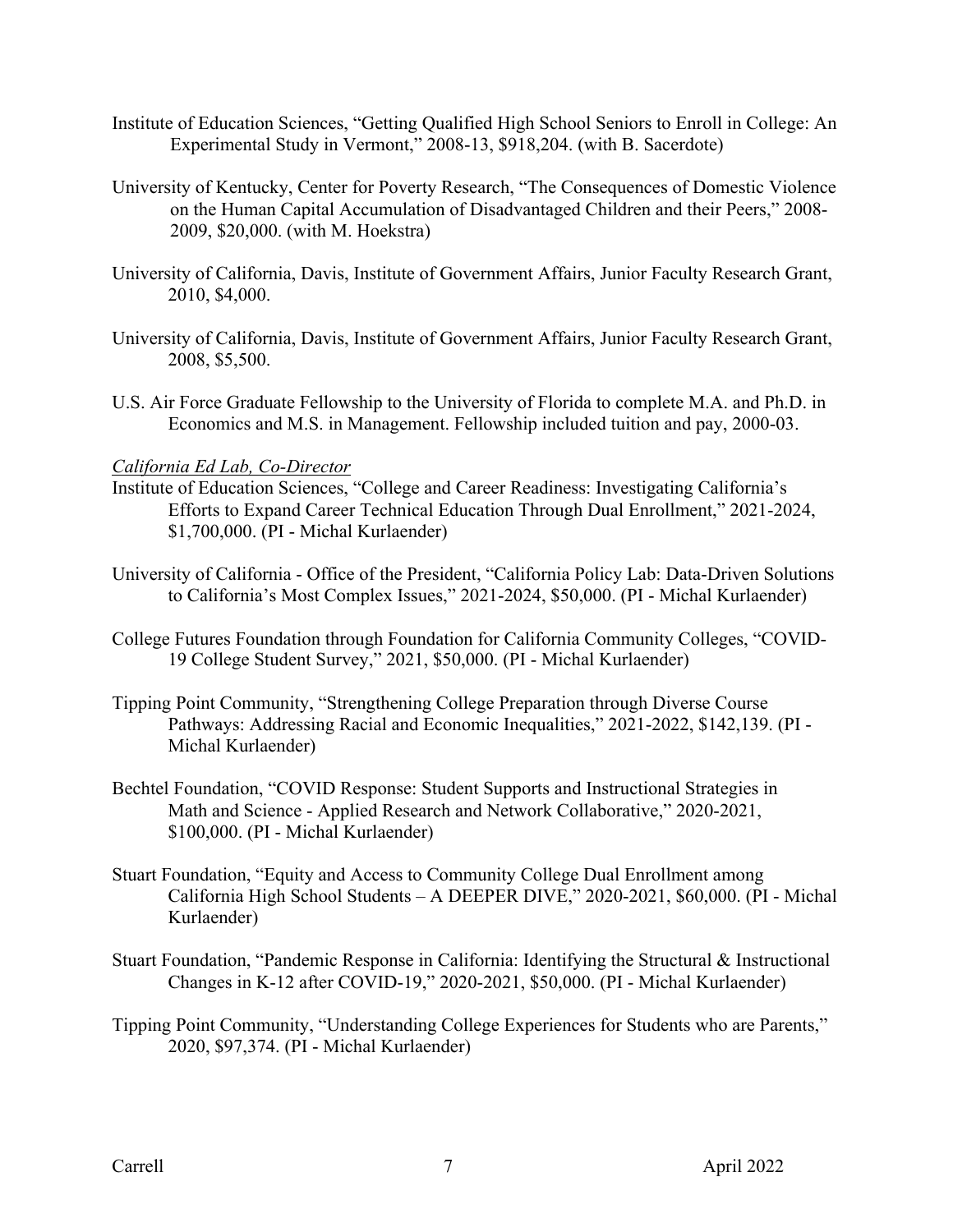Institute of Education Sciences, "Getting Qualified High School Seniors to Enroll in College: An Experimental Study in Vermont," 2008-13, $918,204. (with B. Sacerdote)

University of Kentucky, Center for Poverty Research, "The Consequences of Domestic Violence on the Human Capital Accumulation of Disadvantaged Children and their Peers," 2008-2009, $20,000. (with M. Hoekstra)

University of California, Davis, Institute of Government Affairs, Junior Faculty Research Grant, 2010, $4,000.

University of California, Davis, Institute of Government Affairs, Junior Faculty Research Grant, 2008, $5,500.

U.S. Air Force Graduate Fellowship to the University of Florida to complete M.A. and Ph.D. in Economics and M.S. in Management. Fellowship included tuition and pay, 2000-03.

*California Ed Lab, Co-Director*

Institute of Education Sciences, "College and Career Readiness: Investigating California's Efforts to Expand Career Technical Education Through Dual Enrollment," 2021-2024, $1,700,000. (PI - Michal Kurlaender)

University of California - Office of the President, "California Policy Lab: Data-Driven Solutions to California's Most Complex Issues," 2021-2024, $50,000. (PI - Michal Kurlaender)

College Futures Foundation through Foundation for California Community Colleges, "COVID-19 College Student Survey," 2021, $50,000. (PI - Michal Kurlaender)

Tipping Point Community, "Strengthening College Preparation through Diverse Course Pathways: Addressing Racial and Economic Inequalities," 2021-2022, $142,139. (PI - Michal Kurlaender)

Bechtel Foundation, "COVID Response: Student Supports and Instructional Strategies in Math and Science - Applied Research and Network Collaborative," 2020-2021, $100,000. (PI - Michal Kurlaender)

Stuart Foundation, "Equity and Access to Community College Dual Enrollment among California High School Students – A DEEPER DIVE," 2020-2021, $60,000. (PI - Michal Kurlaender)

Stuart Foundation, "Pandemic Response in California: Identifying the Structural & Instructional Changes in K-12 after COVID-19," 2020-2021, $50,000. (PI - Michal Kurlaender)

Tipping Point Community, "Understanding College Experiences for Students who are Parents," 2020, $97,374. (PI - Michal Kurlaender)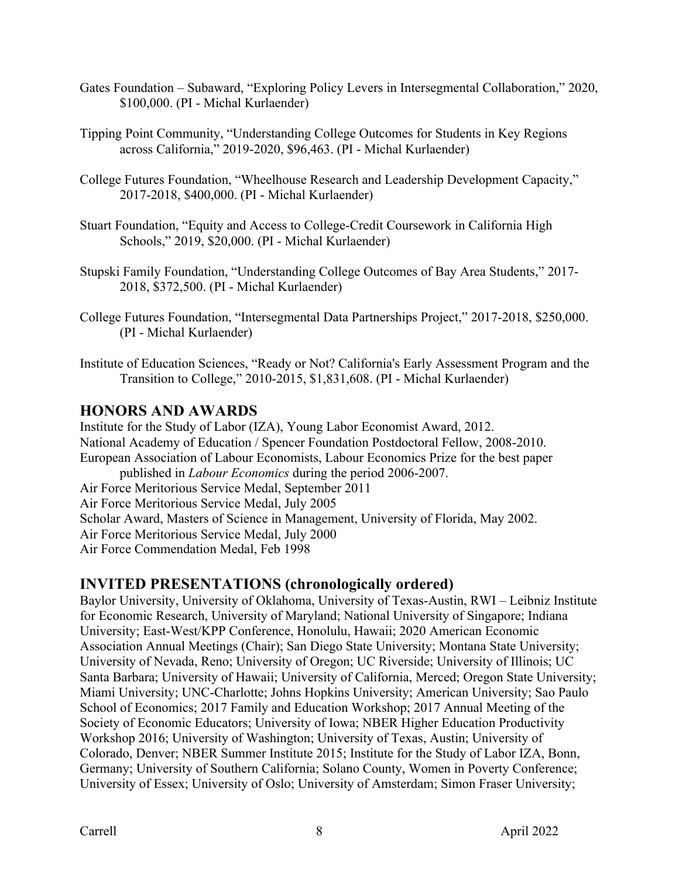Gates Foundation – Subaward, "Exploring Policy Levers in Intersegmental Collaboration," 2020, $100,000. (PI - Michal Kurlaender)

Tipping Point Community, "Understanding College Outcomes for Students in Key Regions across California," 2019-2020, $96,463. (PI - Michal Kurlaender)

College Futures Foundation, "Wheelhouse Research and Leadership Development Capacity," 2017-2018, $400,000. (PI - Michal Kurlaender)

Stuart Foundation, "Equity and Access to College-Credit Coursework in California High Schools," 2019, $20,000. (PI - Michal Kurlaender)

Stupski Family Foundation, "Understanding College Outcomes of Bay Area Students," 2017-2018, $372,500. (PI - Michal Kurlaender)

College Futures Foundation, "Intersegmental Data Partnerships Project," 2017-2018, $250,000. (PI - Michal Kurlaender)

Institute of Education Sciences, "Ready or Not? California's Early Assessment Program and the Transition to College," 2010-2015, $1,831,608. (PI - Michal Kurlaender)

## HONORS AND AWARDS

Institute for the Study of Labor (IZA), Young Labor Economist Award, 2012.
National Academy of Education / Spencer Foundation Postdoctoral Fellow, 2008-2010.
European Association of Labour Economists, Labour Economics Prize for the best paper published in *Labour Economics* during the period 2006-2007.
Air Force Meritorious Service Medal, September 2011
Air Force Meritorious Service Medal, July 2005
Scholar Award, Masters of Science in Management, University of Florida, May 2002.
Air Force Meritorious Service Medal, July 2000
Air Force Commendation Medal, Feb 1998

## INVITED PRESENTATIONS (chronologically ordered)

Baylor University, University of Oklahoma, University of Texas-Austin, RWI – Leibniz Institute for Economic Research, University of Maryland; National University of Singapore; Indiana University; East-West/KPP Conference, Honolulu, Hawaii; 2020 American Economic Association Annual Meetings (Chair); San Diego State University; Montana State University; University of Nevada, Reno; University of Oregon; UC Riverside; University of Illinois; UC Santa Barbara; University of Hawaii; University of California, Merced; Oregon State University; Miami University; UNC-Charlotte; Johns Hopkins University; American University; Sao Paulo School of Economics; 2017 Family and Education Workshop; 2017 Annual Meeting of the Society of Economic Educators; University of Iowa; NBER Higher Education Productivity Workshop 2016; University of Washington; University of Texas, Austin; University of Colorado, Denver; NBER Summer Institute 2015; Institute for the Study of Labor IZA, Bonn, Germany; University of Southern California; Solano County, Women in Poverty Conference; University of Essex; University of Oslo; University of Amsterdam; Simon Fraser University;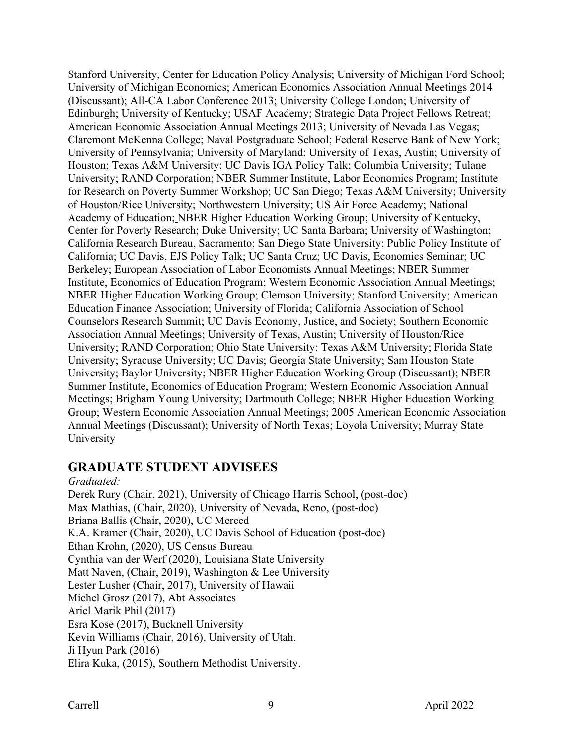Stanford University, Center for Education Policy Analysis; University of Michigan Ford School; University of Michigan Economics; American Economics Association Annual Meetings 2014 (Discussant); All-CA Labor Conference 2013; University College London; University of Edinburgh; University of Kentucky; USAF Academy; Strategic Data Project Fellows Retreat; American Economic Association Annual Meetings 2013; University of Nevada Las Vegas; Claremont McKenna College; Naval Postgraduate School; Federal Reserve Bank of New York; University of Pennsylvania; University of Maryland; University of Texas, Austin; University of Houston; Texas A&M University; UC Davis IGA Policy Talk; Columbia University; Tulane University; RAND Corporation; NBER Summer Institute, Labor Economics Program; Institute for Research on Poverty Summer Workshop; UC San Diego; Texas A&M University; University of Houston/Rice University; Northwestern University; US Air Force Academy; National Academy of Education; NBER Higher Education Working Group; University of Kentucky, Center for Poverty Research; Duke University; UC Santa Barbara; University of Washington; California Research Bureau, Sacramento; San Diego State University; Public Policy Institute of California; UC Davis, EJS Policy Talk; UC Santa Cruz; UC Davis, Economics Seminar; UC Berkeley; European Association of Labor Economists Annual Meetings; NBER Summer Institute, Economics of Education Program; Western Economic Association Annual Meetings; NBER Higher Education Working Group; Clemson University; Stanford University; American Education Finance Association; University of Florida; California Association of School Counselors Research Summit; UC Davis Economy, Justice, and Society; Southern Economic Association Annual Meetings; University of Texas, Austin; University of Houston/Rice University; RAND Corporation; Ohio State University; Texas A&M University; Florida State University; Syracuse University; UC Davis; Georgia State University; Sam Houston State University; Baylor University; NBER Higher Education Working Group (Discussant); NBER Summer Institute, Economics of Education Program; Western Economic Association Annual Meetings; Brigham Young University; Dartmouth College; NBER Higher Education Working Group; Western Economic Association Annual Meetings; 2005 American Economic Association Annual Meetings (Discussant); University of North Texas; Loyola University; Murray State University

## GRADUATE STUDENT ADVISEES

*Graduated:*

Derek Rury (Chair, 2021), University of Chicago Harris School, (post-doc)
Max Mathias, (Chair, 2020), University of Nevada, Reno, (post-doc)
Briana Ballis (Chair, 2020), UC Merced
K.A. Kramer (Chair, 2020), UC Davis School of Education (post-doc)
Ethan Krohn, (2020), US Census Bureau
Cynthia van der Werf (2020), Louisiana State University
Matt Naven, (Chair, 2019), Washington & Lee University
Lester Lusher (Chair, 2017), University of Hawaii
Michel Grosz (2017), Abt Associates
Ariel Marik Phil (2017)
Esra Kose (2017), Bucknell University
Kevin Williams (Chair, 2016), University of Utah.
Ji Hyun Park (2016)
Elira Kuka, (2015), Southern Methodist University.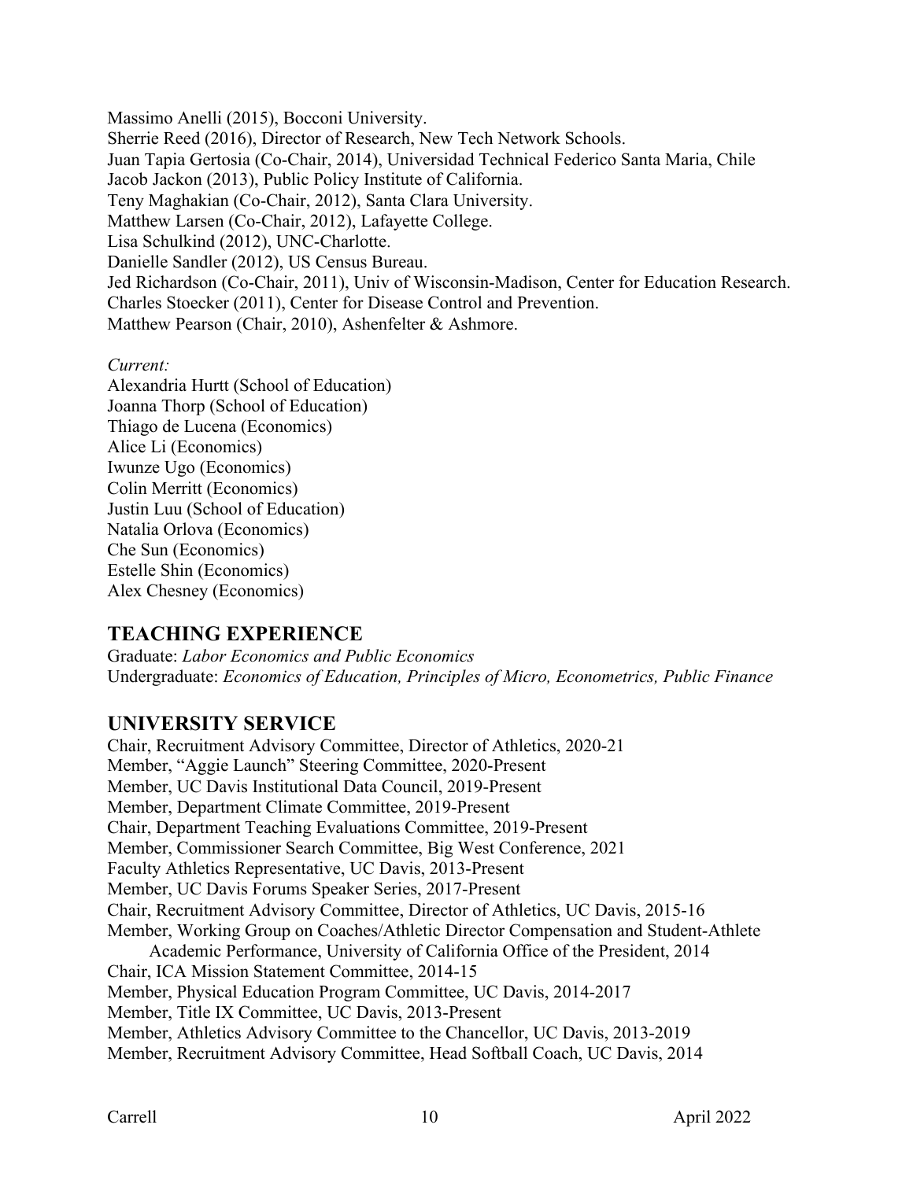Massimo Anelli (2015), Bocconi University.
Sherrie Reed (2016), Director of Research, New Tech Network Schools.
Juan Tapia Gertosia (Co-Chair, 2014), Universidad Technical Federico Santa Maria, Chile
Jacob Jackon (2013), Public Policy Institute of California.
Teny Maghakian (Co-Chair, 2012), Santa Clara University.
Matthew Larsen (Co-Chair, 2012), Lafayette College.
Lisa Schulkind (2012), UNC-Charlotte.
Danielle Sandler (2012), US Census Bureau.
Jed Richardson (Co-Chair, 2011), Univ of Wisconsin-Madison, Center for Education Research.
Charles Stoecker (2011), Center for Disease Control and Prevention.
Matthew Pearson (Chair, 2010), Ashenfelter & Ashmore.

*Current:*
Alexandria Hurtt (School of Education)
Joanna Thorp (School of Education)
Thiago de Lucena (Economics)
Alice Li (Economics)
Iwunze Ugo (Economics)
Colin Merritt (Economics)
Justin Luu (School of Education)
Natalia Orlova (Economics)
Che Sun (Economics)
Estelle Shin (Economics)
Alex Chesney (Economics)

## TEACHING EXPERIENCE

Graduate: *Labor Economics and Public Economics*
Undergraduate: *Economics of Education, Principles of Micro, Econometrics, Public Finance*

## UNIVERSITY SERVICE

Chair, Recruitment Advisory Committee, Director of Athletics, 2020-21
Member, "Aggie Launch" Steering Committee, 2020-Present
Member, UC Davis Institutional Data Council, 2019-Present
Member, Department Climate Committee, 2019-Present
Chair, Department Teaching Evaluations Committee, 2019-Present
Member, Commissioner Search Committee, Big West Conference, 2021
Faculty Athletics Representative, UC Davis, 2013-Present
Member, UC Davis Forums Speaker Series, 2017-Present
Chair, Recruitment Advisory Committee, Director of Athletics, UC Davis, 2015-16
Member, Working Group on Coaches/Athletic Director Compensation and Student-Athlete Academic Performance, University of California Office of the President, 2014
Chair, ICA Mission Statement Committee, 2014-15
Member, Physical Education Program Committee, UC Davis, 2014-2017
Member, Title IX Committee, UC Davis, 2013-Present
Member, Athletics Advisory Committee to the Chancellor, UC Davis, 2013-2019
Member, Recruitment Advisory Committee, Head Softball Coach, UC Davis, 2014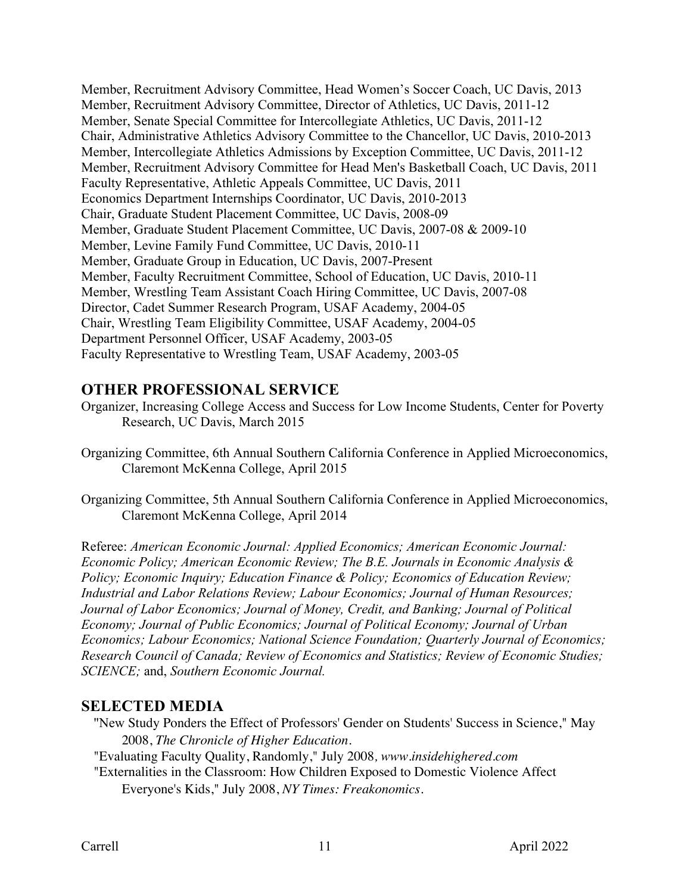Member, Recruitment Advisory Committee, Head Women's Soccer Coach, UC Davis, 2013
Member, Recruitment Advisory Committee, Director of Athletics, UC Davis, 2011-12
Member, Senate Special Committee for Intercollegiate Athletics, UC Davis, 2011-12
Chair, Administrative Athletics Advisory Committee to the Chancellor, UC Davis, 2010-2013
Member, Intercollegiate Athletics Admissions by Exception Committee, UC Davis, 2011-12
Member, Recruitment Advisory Committee for Head Men's Basketball Coach, UC Davis, 2011
Faculty Representative, Athletic Appeals Committee, UC Davis, 2011
Economics Department Internships Coordinator, UC Davis, 2010-2013
Chair, Graduate Student Placement Committee, UC Davis, 2008-09
Member, Graduate Student Placement Committee, UC Davis, 2007-08 & 2009-10
Member, Levine Family Fund Committee, UC Davis, 2010-11
Member, Graduate Group in Education, UC Davis, 2007-Present
Member, Faculty Recruitment Committee, School of Education, UC Davis, 2010-11
Member, Wrestling Team Assistant Coach Hiring Committee, UC Davis, 2007-08
Director, Cadet Summer Research Program, USAF Academy, 2004-05
Chair, Wrestling Team Eligibility Committee, USAF Academy, 2004-05
Department Personnel Officer, USAF Academy, 2003-05
Faculty Representative to Wrestling Team, USAF Academy, 2003-05

## OTHER PROFESSIONAL SERVICE

Organizer, Increasing College Access and Success for Low Income Students, Center for Poverty Research, UC Davis, March 2015

Organizing Committee, 6th Annual Southern California Conference in Applied Microeconomics, Claremont McKenna College, April 2015

Organizing Committee, 5th Annual Southern California Conference in Applied Microeconomics, Claremont McKenna College, April 2014

Referee: *American Economic Journal: Applied Economics; American Economic Journal: Economic Policy; American Economic Review; The B.E. Journals in Economic Analysis & Policy; Economic Inquiry; Education Finance & Policy; Economics of Education Review; Industrial and Labor Relations Review; Labour Economics; Journal of Human Resources; Journal of Labor Economics; Journal of Money, Credit, and Banking; Journal of Political Economy; Journal of Public Economics; Journal of Political Economy; Journal of Urban Economics; Labour Economics; National Science Foundation; Quarterly Journal of Economics; Research Council of Canada; Review of Economics and Statistics; Review of Economic Studies; SCIENCE;* and, *Southern Economic Journal.*

## SELECTED MEDIA

"New Study Ponders the Effect of Professors' Gender on Students' Success in Science," May 2008, *The Chronicle of Higher Education*.
"Evaluating Faculty Quality, Randomly," July 2008, *www.insidehighered.com*
"Externalities in the Classroom: How Children Exposed to Domestic Violence Affect Everyone's Kids," July 2008, *NY Times: Freakonomics*.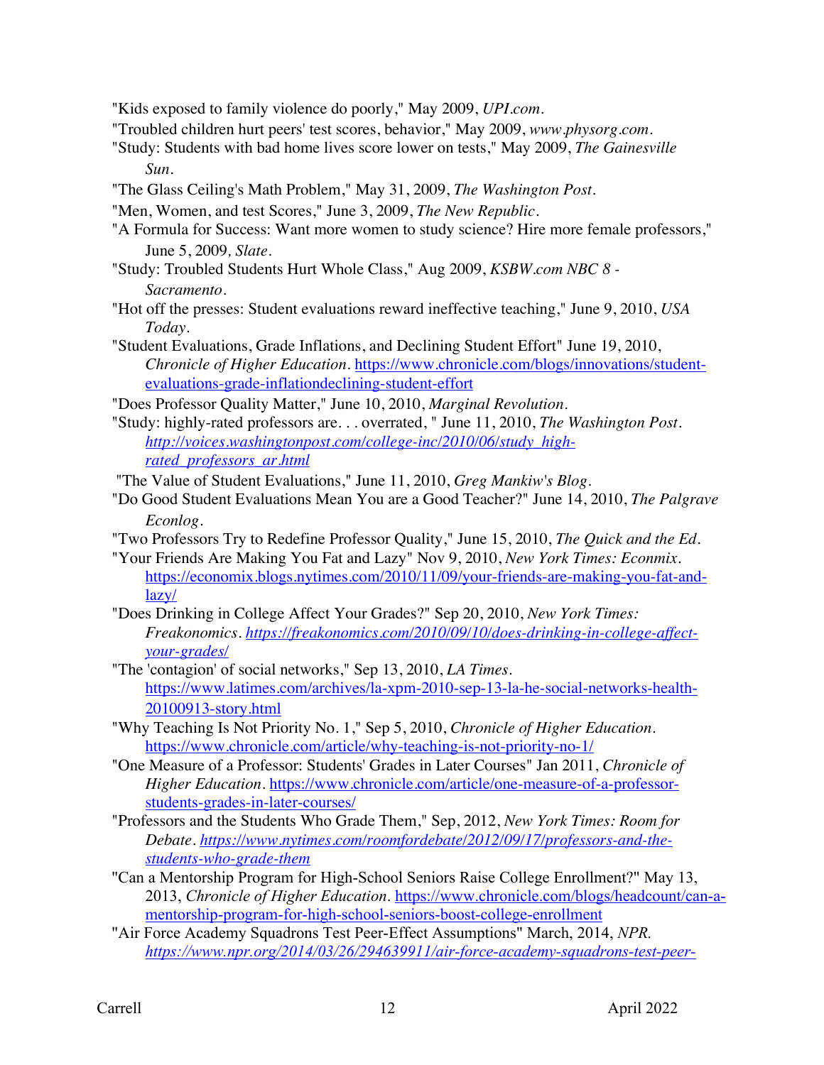"Kids exposed to family violence do poorly," May 2009, *UPI.com*.

"Troubled children hurt peers' test scores, behavior," May 2009, *www.physorg.com*.

"Study: Students with bad home lives score lower on tests," May 2009, *The Gainesville Sun*.

"The Glass Ceiling's Math Problem," May 31, 2009, *The Washington Post*.

"Men, Women, and test Scores," June 3, 2009, *The New Republic*.

"A Formula for Success: Want more women to study science? Hire more female professors," June 5, 2009*, Slate*.

"Study: Troubled Students Hurt Whole Class," Aug 2009, *KSBW.com NBC 8 - Sacramento*.

"Hot off the presses: Student evaluations reward ineffective teaching," June 9, 2010, *USA Today*.

"Student Evaluations, Grade Inflations, and Declining Student Effort" June 19, 2010, *Chronicle of Higher Education*. https://www.chronicle.com/blogs/innovations/student-evaluations-grade-inflationdeclining-student-effort

"Does Professor Quality Matter," June 10, 2010, *Marginal Revolution*.

"Study: highly-rated professors are. . . overrated, " June 11, 2010, *The Washington Post*. *http://voices.washingtonpost.com/college-inc/2010/06/study_high-rated_professors_ar.html*

"The Value of Student Evaluations," June 11, 2010, *Greg Mankiw's Blog*.

"Do Good Student Evaluations Mean You are a Good Teacher?" June 14, 2010, *The Palgrave Econlog*.

"Two Professors Try to Redefine Professor Quality," June 15, 2010, *The Quick and the Ed*.

"Your Friends Are Making You Fat and Lazy" Nov 9, 2010, *New York Times: Econmix*. https://economix.blogs.nytimes.com/2010/11/09/your-friends-are-making-you-fat-and-lazy/

"Does Drinking in College Affect Your Grades?" Sep 20, 2010, *New York Times: Freakonomics*. *https://freakonomics.com/2010/09/10/does-drinking-in-college-affect-your-grades/*

"The 'contagion' of social networks," Sep 13, 2010, *LA Times*. https://www.latimes.com/archives/la-xpm-2010-sep-13-la-he-social-networks-health-20100913-story.html

"Why Teaching Is Not Priority No. 1," Sep 5, 2010, *Chronicle of Higher Education*. https://www.chronicle.com/article/why-teaching-is-not-priority-no-1/

"One Measure of a Professor: Students' Grades in Later Courses" Jan 2011, *Chronicle of Higher Education*. https://www.chronicle.com/article/one-measure-of-a-professor-students-grades-in-later-courses/

"Professors and the Students Who Grade Them," Sep, 2012, *New York Times: Room for Debate*. *https://www.nytimes.com/roomfordebate/2012/09/17/professors-and-the-students-who-grade-them*

"Can a Mentorship Program for High-School Seniors Raise College Enrollment?" May 13, 2013, *Chronicle of Higher Education*. https://www.chronicle.com/blogs/headcount/can-a-mentorship-program-for-high-school-seniors-boost-college-enrollment

"Air Force Academy Squadrons Test Peer-Effect Assumptions" March, 2014, *NPR*. *https://www.npr.org/2014/03/26/294639911/air-force-academy-squadrons-test-peer-*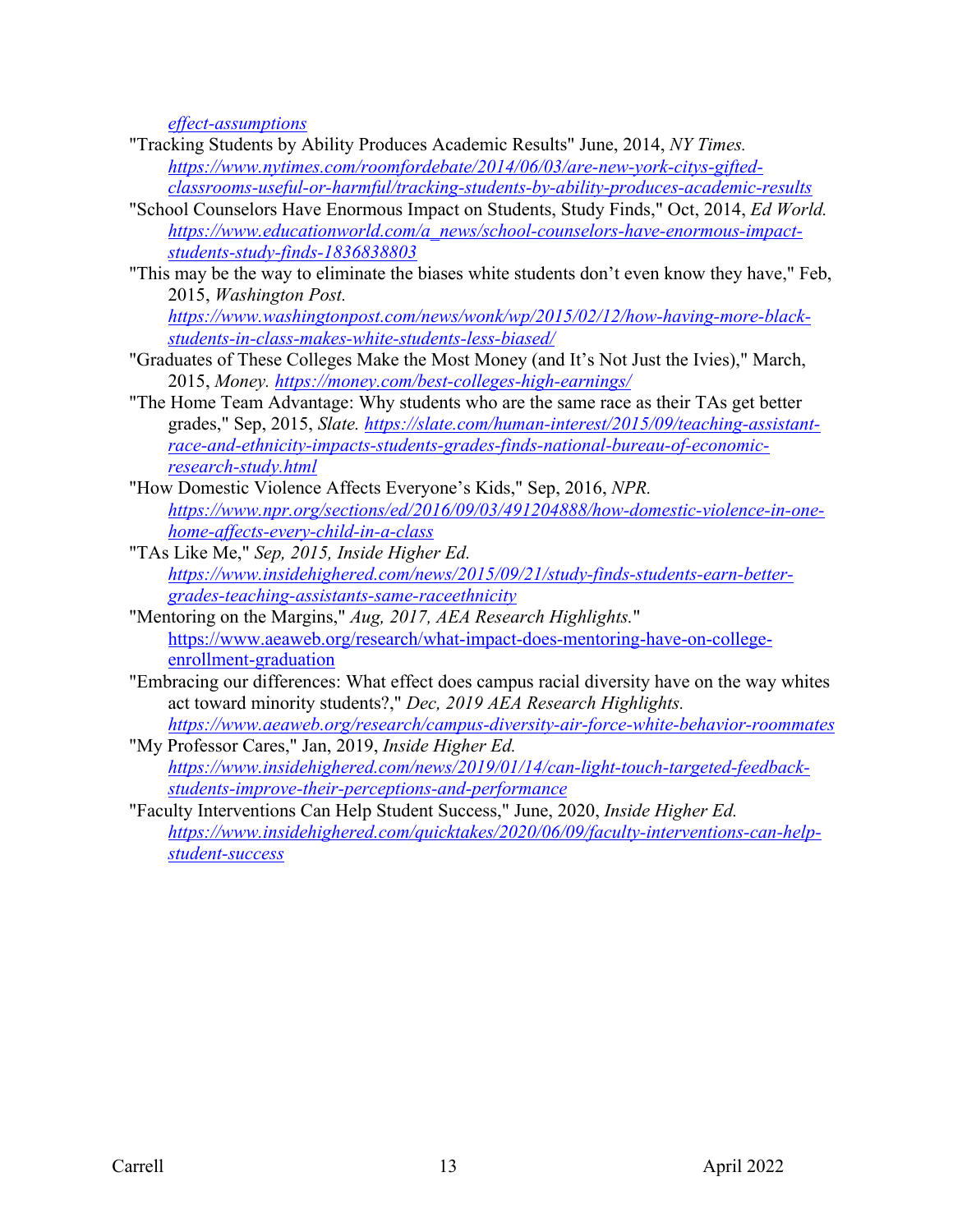*effect-assumptions*

"Tracking Students by Ability Produces Academic Results" June, 2014, *NY Times.* *https://www.nytimes.com/roomfordebate/2014/06/03/are-new-york-citys-gifted-classrooms-useful-or-harmful/tracking-students-by-ability-produces-academic-results*

"School Counselors Have Enormous Impact on Students, Study Finds," Oct, 2014, *Ed World.* *https://www.educationworld.com/a_news/school-counselors-have-enormous-impact-students-study-finds-1836838803*

"This may be the way to eliminate the biases white students don't even know they have," Feb, 2015, *Washington Post.* *https://www.washingtonpost.com/news/wonk/wp/2015/02/12/how-having-more-black-students-in-class-makes-white-students-less-biased/*

"Graduates of These Colleges Make the Most Money (and It's Not Just the Ivies)," March, 2015, *Money. https://money.com/best-colleges-high-earnings/*

"The Home Team Advantage: Why students who are the same race as their TAs get better grades," Sep, 2015, *Slate. https://slate.com/human-interest/2015/09/teaching-assistant-race-and-ethnicity-impacts-students-grades-finds-national-bureau-of-economic-research-study.html*

"How Domestic Violence Affects Everyone's Kids," Sep, 2016, *NPR.* *https://www.npr.org/sections/ed/2016/09/03/491204888/how-domestic-violence-in-one-home-affects-every-child-in-a-class*

"TAs Like Me," *Sep, 2015, Inside Higher Ed.* *https://www.insidehighered.com/news/2015/09/21/study-finds-students-earn-better-grades-teaching-assistants-same-raceethnicity*

"Mentoring on the Margins," *Aug, 2017, AEA Research Highlights.*" https://www.aeaweb.org/research/what-impact-does-mentoring-have-on-college-enrollment-graduation

"Embracing our differences: What effect does campus racial diversity have on the way whites act toward minority students?," *Dec, 2019 AEA Research Highlights.* *https://www.aeaweb.org/research/campus-diversity-air-force-white-behavior-roommates*

"My Professor Cares," Jan, 2019, *Inside Higher Ed.* *https://www.insidehighered.com/news/2019/01/14/can-light-touch-targeted-feedback-students-improve-their-perceptions-and-performance*

"Faculty Interventions Can Help Student Success," June, 2020, *Inside Higher Ed.* *https://www.insidehighered.com/quicktakes/2020/06/09/faculty-interventions-can-help-student-success*